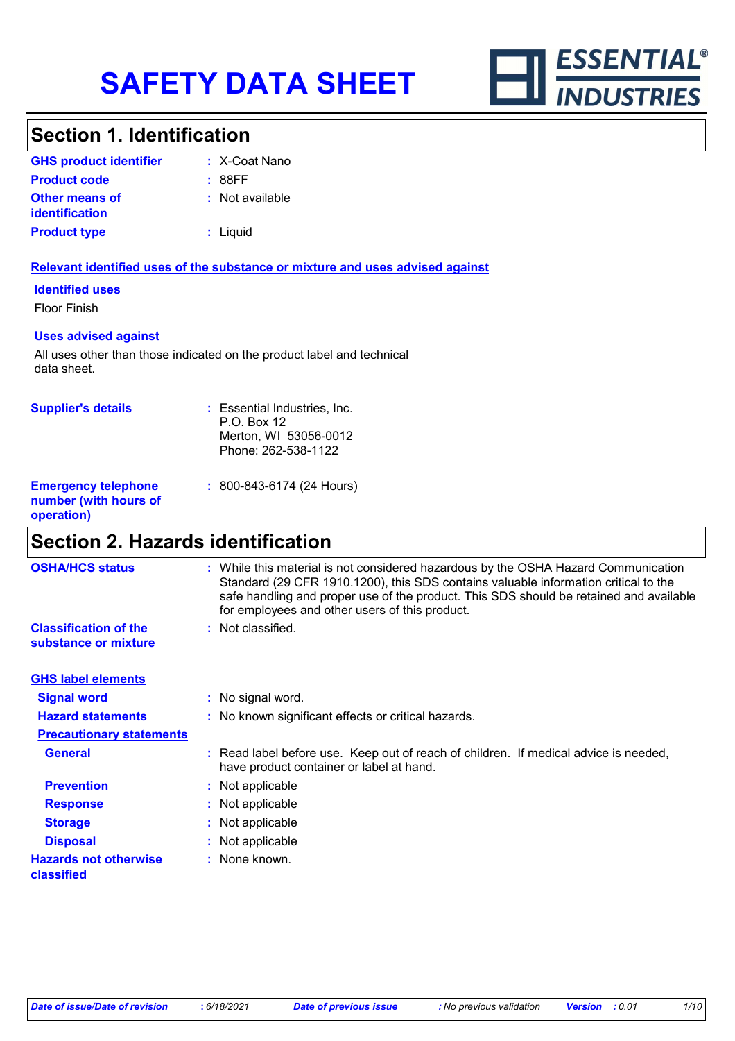# SAFETY DATA SHEET

ESSENTIAL® INDUSTRIES

## Section 1. Identification

**GHS product identifier** : X-Coat Nano

**Product code** : 88FF

**Other means of identification** : Not available

**Product type** : Liquid

**Relevant identified uses of the substance or mixture and uses advised against**

**Identified uses**

Floor Finish

**Uses advised against**

All uses other than those indicated on the product label and technical data sheet.

**Supplier's details** : Essential Industries, Inc.
P.O. Box 12
Merton, WI 53056-0012
Phone: 262-538-1122

**Emergency telephone number (with hours of operation)** : 800-843-6174 (24 Hours)

## Section 2. Hazards identification

**OSHA/HCS status** : While this material is not considered hazardous by the OSHA Hazard Communication Standard (29 CFR 1910.1200), this SDS contains valuable information critical to the safe handling and proper use of the product. This SDS should be retained and available for employees and other users of this product.

**Classification of the substance or mixture** : Not classified.

**GHS label elements**

**Signal word** : No signal word.

**Hazard statements** : No known significant effects or critical hazards.

**Precautionary statements**

**General** : Read label before use. Keep out of reach of children. If medical advice is needed, have product container or label at hand.

**Prevention** : Not applicable

**Response** : Not applicable

**Storage** : Not applicable

**Disposal** : Not applicable

**Hazards not otherwise classified** : None known.

*Date of issue/Date of revision* : 6/18/2021 *Date of previous issue* : No previous validation *Version* : 0.01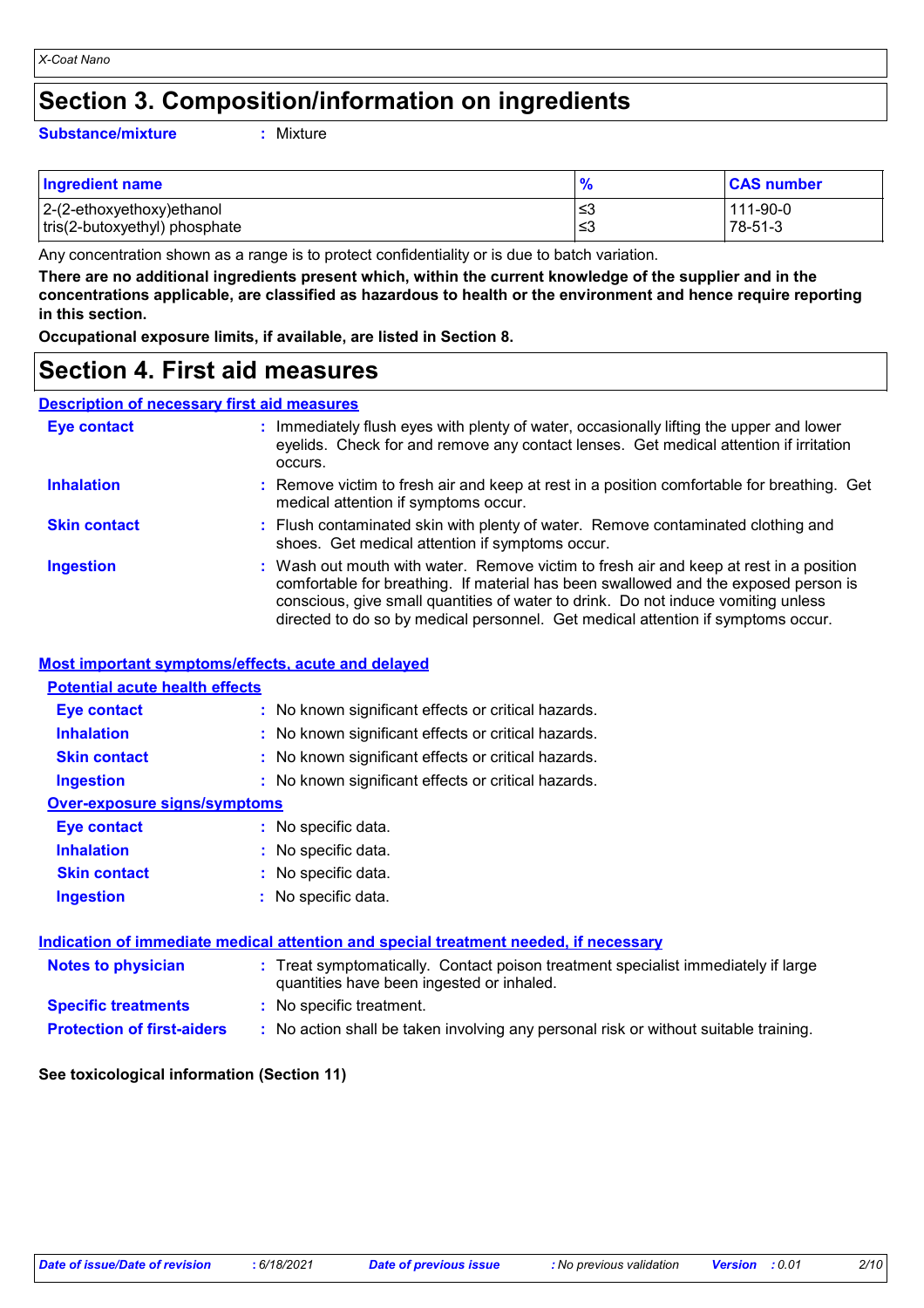# Section 3. Composition/information on ingredients

**Substance/mixture** : Mixture

| Ingredient name | % | CAS number |
|---|---|---|
| 2-(2-ethoxyethoxy)ethanol | ≤3 | 111-90-0 |
| tris(2-butoxyethyl) phosphate | ≤3 | 78-51-3 |

Any concentration shown as a range is to protect confidentiality or is due to batch variation.

**There are no additional ingredients present which, within the current knowledge of the supplier and in the concentrations applicable, are classified as hazardous to health or the environment and hence require reporting in this section.**

**Occupational exposure limits, if available, are listed in Section 8.**

# Section 4. First aid measures

## Description of necessary first aid measures

**Eye contact** : Immediately flush eyes with plenty of water, occasionally lifting the upper and lower eyelids. Check for and remove any contact lenses. Get medical attention if irritation occurs.

**Inhalation** : Remove victim to fresh air and keep at rest in a position comfortable for breathing. Get medical attention if symptoms occur.

**Skin contact** : Flush contaminated skin with plenty of water. Remove contaminated clothing and shoes. Get medical attention if symptoms occur.

**Ingestion** : Wash out mouth with water. Remove victim to fresh air and keep at rest in a position comfortable for breathing. If material has been swallowed and the exposed person is conscious, give small quantities of water to drink. Do not induce vomiting unless directed to do so by medical personnel. Get medical attention if symptoms occur.

## Most important symptoms/effects, acute and delayed

### Potential acute health effects

**Eye contact** : No known significant effects or critical hazards.

**Inhalation** : No known significant effects or critical hazards.

**Skin contact** : No known significant effects or critical hazards.

**Ingestion** : No known significant effects or critical hazards.

### Over-exposure signs/symptoms

**Eye contact** : No specific data.

**Inhalation** : No specific data.

**Skin contact** : No specific data.

**Ingestion** : No specific data.

## Indication of immediate medical attention and special treatment needed, if necessary

**Notes to physician** : Treat symptomatically. Contact poison treatment specialist immediately if large quantities have been ingested or inhaled.

**Specific treatments** : No specific treatment.

**Protection of first-aiders** : No action shall be taken involving any personal risk or without suitable training.

**See toxicological information (Section 11)**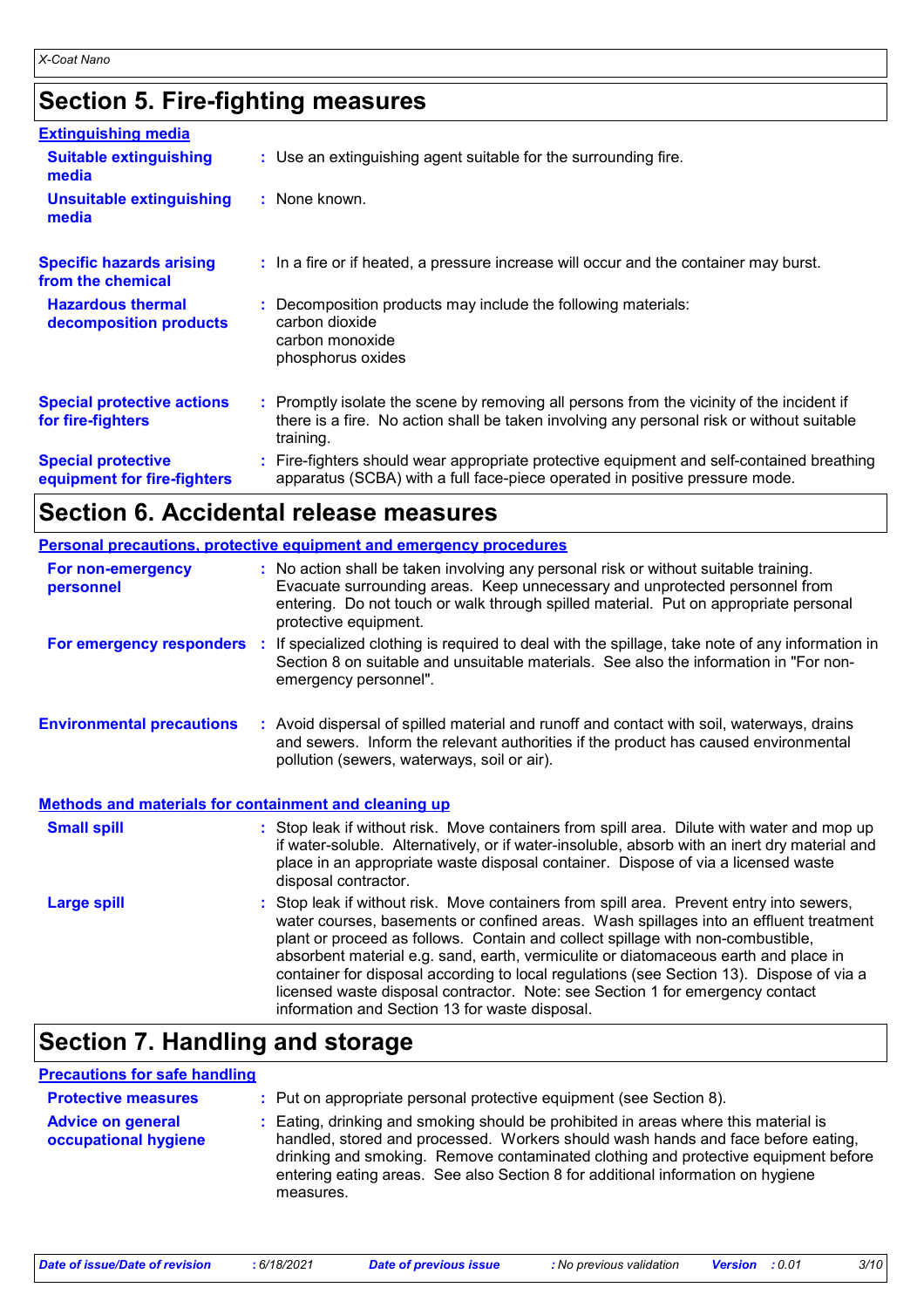## Section 5. Fire-fighting measures

### Extinguishing media

| | |
|---|---|
| **Suitable extinguishing media** | Use an extinguishing agent suitable for the surrounding fire. |
| **Unsuitable extinguishing media** | None known. |
| **Specific hazards arising from the chemical** | In a fire or if heated, a pressure increase will occur and the container may burst. |
| **Hazardous thermal decomposition products** | Decomposition products may include the following materials:<br>carbon dioxide<br>carbon monoxide<br>phosphorus oxides |
| **Special protective actions for fire-fighters** | Promptly isolate the scene by removing all persons from the vicinity of the incident if there is a fire. No action shall be taken involving any personal risk or without suitable training. |
| **Special protective equipment for fire-fighters** | Fire-fighters should wear appropriate protective equipment and self-contained breathing apparatus (SCBA) with a full face-piece operated in positive pressure mode. |

## Section 6. Accidental release measures

### Personal precautions, protective equipment and emergency procedures

| | |
|---|---|
| **For non-emergency personnel** | No action shall be taken involving any personal risk or without suitable training. Evacuate surrounding areas. Keep unnecessary and unprotected personnel from entering. Do not touch or walk through spilled material. Put on appropriate personal protective equipment. |
| **For emergency responders** | If specialized clothing is required to deal with the spillage, take note of any information in Section 8 on suitable and unsuitable materials. See also the information in "For non-emergency personnel". |
| **Environmental precautions** | Avoid dispersal of spilled material and runoff and contact with soil, waterways, drains and sewers. Inform the relevant authorities if the product has caused environmental pollution (sewers, waterways, soil or air). |

### Methods and materials for containment and cleaning up

| | |
|---|---|
| **Small spill** | Stop leak if without risk. Move containers from spill area. Dilute with water and mop up if water-soluble. Alternatively, or if water-insoluble, absorb with an inert dry material and place in an appropriate waste disposal container. Dispose of via a licensed waste disposal contractor. |
| **Large spill** | Stop leak if without risk. Move containers from spill area. Prevent entry into sewers, water courses, basements or confined areas. Wash spillages into an effluent treatment plant or proceed as follows. Contain and collect spillage with non-combustible, absorbent material e.g. sand, earth, vermiculite or diatomaceous earth and place in container for disposal according to local regulations (see Section 13). Dispose of via a licensed waste disposal contractor. Note: see Section 1 for emergency contact information and Section 13 for waste disposal. |

## Section 7. Handling and storage

### Precautions for safe handling

| | |
|---|---|
| **Protective measures** | Put on appropriate personal protective equipment (see Section 8). |
| **Advice on general occupational hygiene** | Eating, drinking and smoking should be prohibited in areas where this material is handled, stored and processed. Workers should wash hands and face before eating, drinking and smoking. Remove contaminated clothing and protective equipment before entering eating areas. See also Section 8 for additional information on hygiene measures. |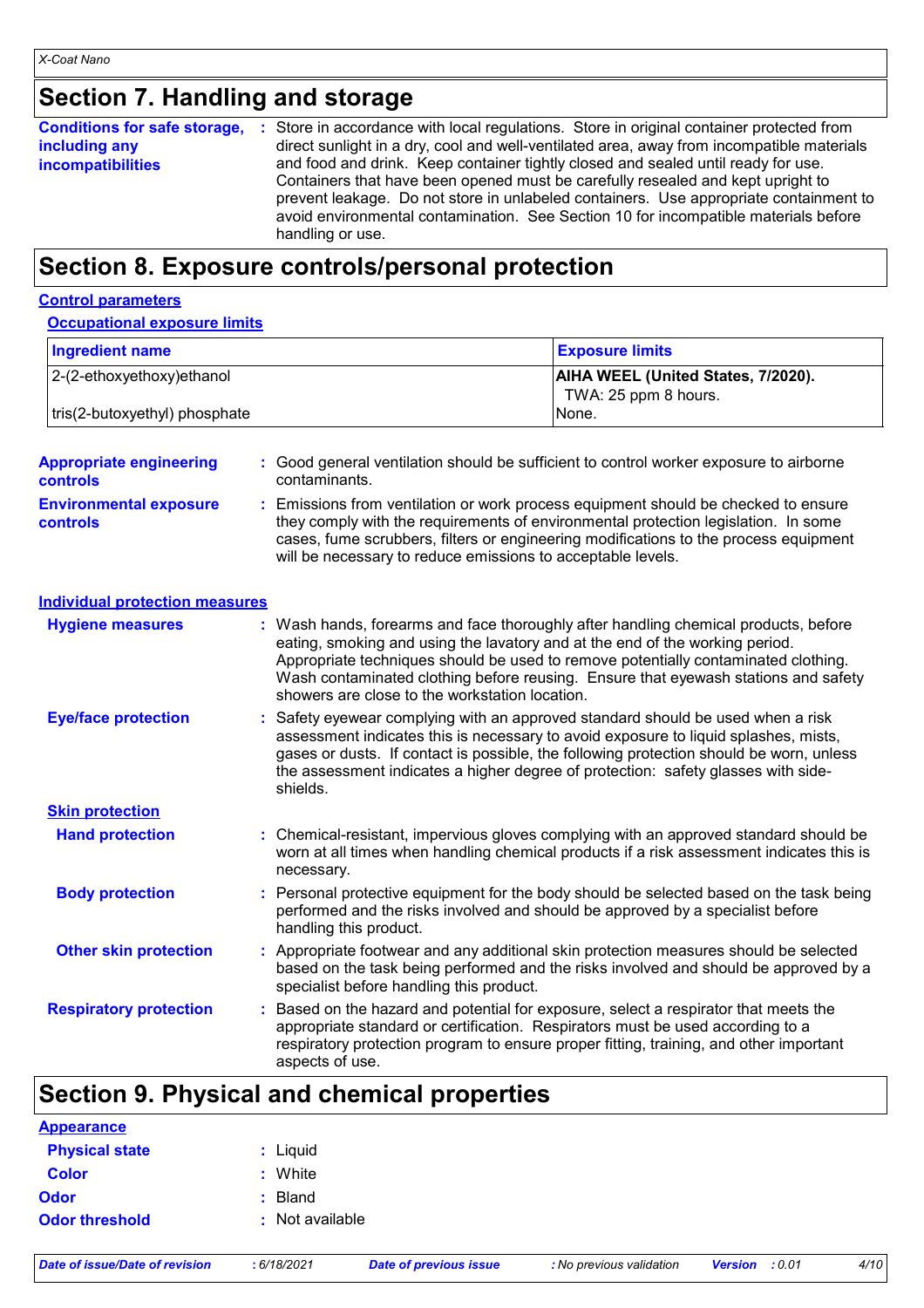## Section 7. Handling and storage

**Conditions for safe storage, including any incompatibilities** : Store in accordance with local regulations. Store in original container protected from direct sunlight in a dry, cool and well-ventilated area, away from incompatible materials and food and drink. Keep container tightly closed and sealed until ready for use. Containers that have been opened must be carefully resealed and kept upright to prevent leakage. Do not store in unlabeled containers. Use appropriate containment to avoid environmental contamination. See Section 10 for incompatible materials before handling or use.

## Section 8. Exposure controls/personal protection

### Control parameters

#### Occupational exposure limits

| Ingredient name | Exposure limits |
|---|---|
| 2-(2-ethoxyethoxy)ethanol | **AIHA WEEL (United States, 7/2020).** TWA: 25 ppm 8 hours. |
| tris(2-butoxyethyl) phosphate | None. |

**Appropriate engineering controls** : Good general ventilation should be sufficient to control worker exposure to airborne contaminants.

**Environmental exposure controls** : Emissions from ventilation or work process equipment should be checked to ensure they comply with the requirements of environmental protection legislation. In some cases, fume scrubbers, filters or engineering modifications to the process equipment will be necessary to reduce emissions to acceptable levels.

### Individual protection measures

**Hygiene measures** : Wash hands, forearms and face thoroughly after handling chemical products, before eating, smoking and using the lavatory and at the end of the working period. Appropriate techniques should be used to remove potentially contaminated clothing. Wash contaminated clothing before reusing. Ensure that eyewash stations and safety showers are close to the workstation location.

**Eye/face protection** : Safety eyewear complying with an approved standard should be used when a risk assessment indicates this is necessary to avoid exposure to liquid splashes, mists, gases or dusts. If contact is possible, the following protection should be worn, unless the assessment indicates a higher degree of protection: safety glasses with side-shields.

#### Skin protection

**Hand protection** : Chemical-resistant, impervious gloves complying with an approved standard should be worn at all times when handling chemical products if a risk assessment indicates this is necessary.

**Body protection** : Personal protective equipment for the body should be selected based on the task being performed and the risks involved and should be approved by a specialist before handling this product.

**Other skin protection** : Appropriate footwear and any additional skin protection measures should be selected based on the task being performed and the risks involved and should be approved by a specialist before handling this product.

**Respiratory protection** : Based on the hazard and potential for exposure, select a respirator that meets the appropriate standard or certification. Respirators must be used according to a respiratory protection program to ensure proper fitting, training, and other important aspects of use.

## Section 9. Physical and chemical properties

### Appearance

**Physical state** : Liquid

**Color** : White

**Odor** : Bland

**Odor threshold** : Not available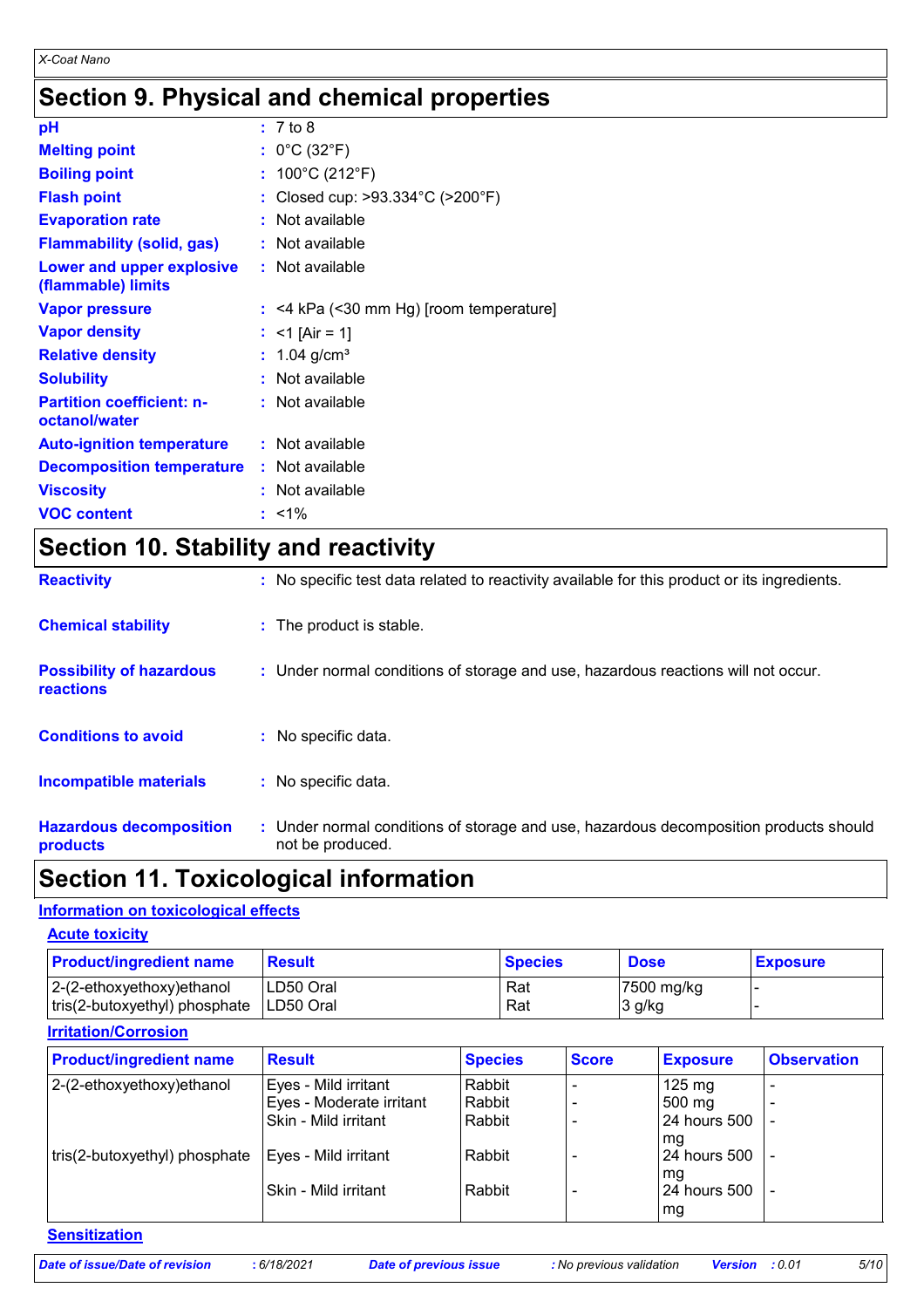# Section 9. Physical and chemical properties

| | |
|---|---|
| **pH** | : 7 to 8 |
| **Melting point** | : 0°C (32°F) |
| **Boiling point** | : 100°C (212°F) |
| **Flash point** | : Closed cup: >93.334°C (>200°F) |
| **Evaporation rate** | : Not available |
| **Flammability (solid, gas)** | : Not available |
| **Lower and upper explosive (flammable) limits** | : Not available |
| **Vapor pressure** | : <4 kPa (<30 mm Hg) [room temperature] |
| **Vapor density** | : <1 [Air = 1] |
| **Relative density** | : 1.04 g/cm³ |
| **Solubility** | : Not available |
| **Partition coefficient: n-octanol/water** | : Not available |
| **Auto-ignition temperature** | : Not available |
| **Decomposition temperature** | : Not available |
| **Viscosity** | : Not available |
| **VOC content** | : <1% |

# Section 10. Stability and reactivity

| | |
|---|---|
| **Reactivity** | : No specific test data related to reactivity available for this product or its ingredients. |
| **Chemical stability** | : The product is stable. |
| **Possibility of hazardous reactions** | : Under normal conditions of storage and use, hazardous reactions will not occur. |
| **Conditions to avoid** | : No specific data. |
| **Incompatible materials** | : No specific data. |
| **Hazardous decomposition products** | : Under normal conditions of storage and use, hazardous decomposition products should not be produced. |

# Section 11. Toxicological information

## Information on toxicological effects

### Acute toxicity

| Product/ingredient name | Result | Species | Dose | Exposure |
|---|---|---|---|---|
| 2-(2-ethoxyethoxy)ethanol | LD50 Oral | Rat | 7500 mg/kg | - |
| tris(2-butoxyethyl) phosphate | LD50 Oral | Rat | 3 g/kg | - |

### Irritation/Corrosion

| Product/ingredient name | Result | Species | Score | Exposure | Observation |
|---|---|---|---|---|---|
| 2-(2-ethoxyethoxy)ethanol | Eyes - Mild irritant | Rabbit | - | 125 mg | - |
| | Eyes - Moderate irritant | Rabbit | - | 500 mg | - |
| | Skin - Mild irritant | Rabbit | - | 24 hours 500 mg | - |
| tris(2-butoxyethyl) phosphate | Eyes - Mild irritant | Rabbit | - | 24 hours 500 mg | - |
| | Skin - Mild irritant | Rabbit | - | 24 hours 500 mg | - |

### Sensitization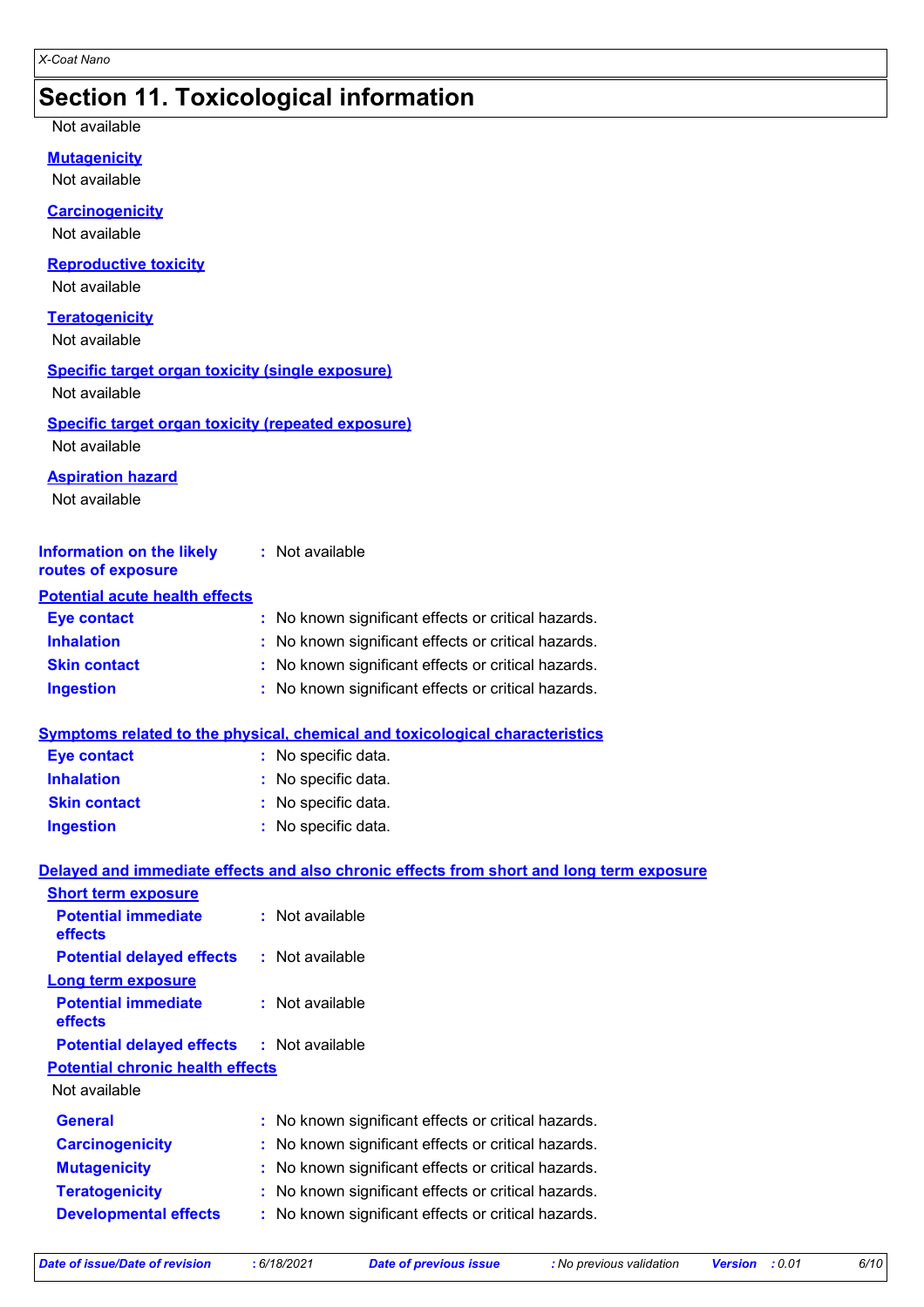## Section 11. Toxicological information

Not available

**Mutagenicity**

Not available

**Carcinogenicity**

Not available

**Reproductive toxicity**

Not available

**Teratogenicity**

Not available

**Specific target organ toxicity (single exposure)**

Not available

**Specific target organ toxicity (repeated exposure)**

Not available

**Aspiration hazard**

Not available

**Information on the likely routes of exposure** : Not available

**Potential acute health effects**

- **Eye contact** : No known significant effects or critical hazards.
- **Inhalation** : No known significant effects or critical hazards.
- **Skin contact** : No known significant effects or critical hazards.
- **Ingestion** : No known significant effects or critical hazards.

**Symptoms related to the physical, chemical and toxicological characteristics**

- **Eye contact** : No specific data.
- **Inhalation** : No specific data.
- **Skin contact** : No specific data.
- **Ingestion** : No specific data.

**Delayed and immediate effects and also chronic effects from short and long term exposure**

**Short term exposure**

- **Potential immediate effects** : Not available
- **Potential delayed effects** : Not available

**Long term exposure**

- **Potential immediate effects** : Not available
- **Potential delayed effects** : Not available

**Potential chronic health effects**

Not available

- **General** : No known significant effects or critical hazards.
- **Carcinogenicity** : No known significant effects or critical hazards.
- **Mutagenicity** : No known significant effects or critical hazards.
- **Teratogenicity** : No known significant effects or critical hazards.
- **Developmental effects** : No known significant effects or critical hazards.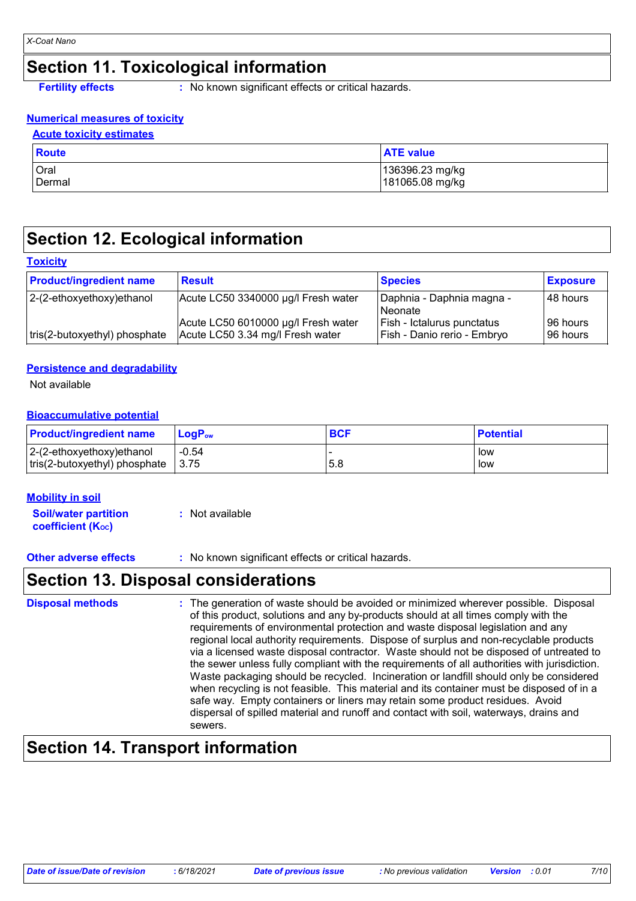## Section 11. Toxicological information

**Fertility effects** : No known significant effects or critical hazards.

### Numerical measures of toxicity

#### Acute toxicity estimates

| Route | ATE value |
|---|---|
| Oral | 136396.23 mg/kg |
| Dermal | 181065.08 mg/kg |

## Section 12. Ecological information

### Toxicity

| Product/ingredient name | Result | Species | Exposure |
|---|---|---|---|
| 2-(2-ethoxyethoxy)ethanol | Acute LC50 3340000 µg/l Fresh water | Daphnia - Daphnia magna - Neonate | 48 hours |
| | Acute LC50 6010000 µg/l Fresh water | Fish - Ictalurus punctatus | 96 hours |
| tris(2-butoxyethyl) phosphate | Acute LC50 3.34 mg/l Fresh water | Fish - Danio rerio - Embryo | 96 hours |

### Persistence and degradability

Not available

### Bioaccumulative potential

| Product/ingredient name | $LogP_{ow}$ | BCF | Potential |
|---|---|---|---|
| 2-(2-ethoxyethoxy)ethanol | -0.54 | - | low |
| tris(2-butoxyethyl) phosphate | 3.75 | 5.8 | low |

### Mobility in soil

**Soil/water partition coefficient ($K_{OC}$)** : Not available

**Other adverse effects** : No known significant effects or critical hazards.

## Section 13. Disposal considerations

**Disposal methods** : The generation of waste should be avoided or minimized wherever possible. Disposal of this product, solutions and any by-products should at all times comply with the requirements of environmental protection and waste disposal legislation and any regional local authority requirements. Dispose of surplus and non-recyclable products via a licensed waste disposal contractor. Waste should not be disposed of untreated to the sewer unless fully compliant with the requirements of all authorities with jurisdiction. Waste packaging should be recycled. Incineration or landfill should only be considered when recycling is not feasible. This material and its container must be disposed of in a safe way. Empty containers or liners may retain some product residues. Avoid dispersal of spilled material and runoff and contact with soil, waterways, drains and sewers.

## Section 14. Transport information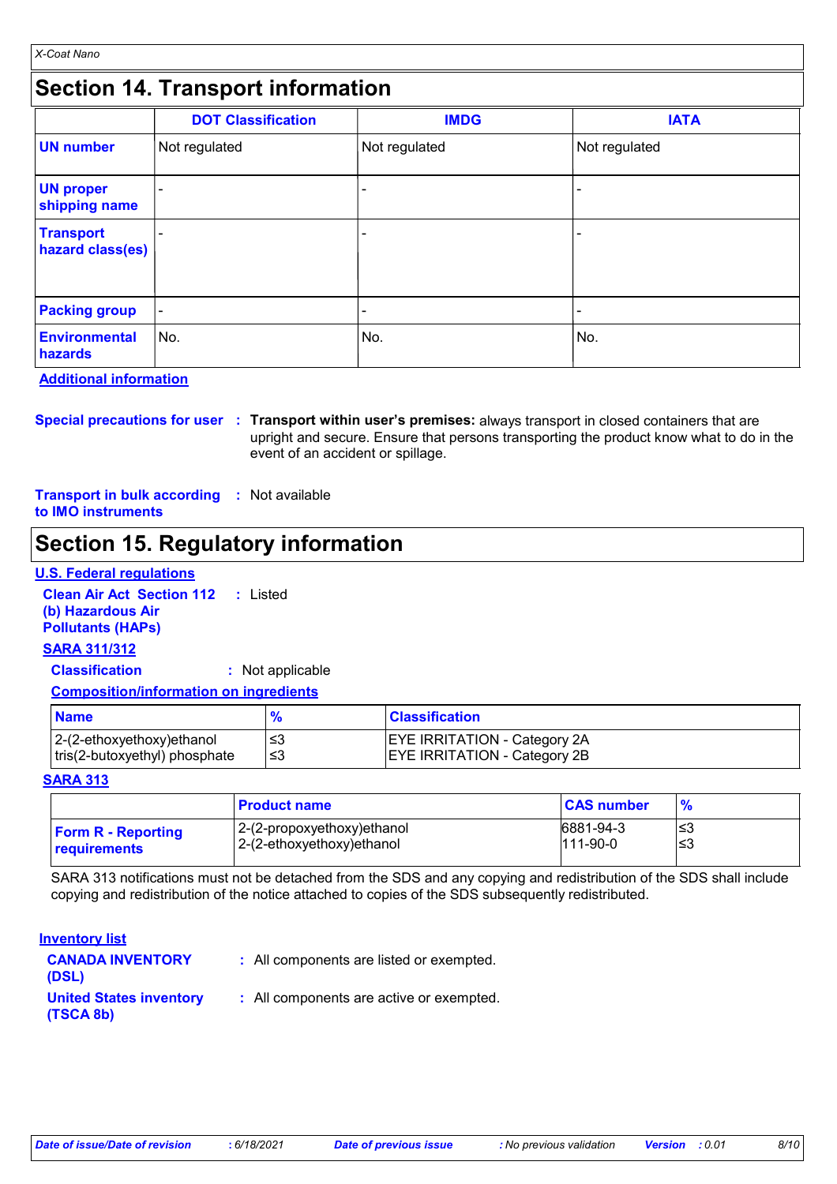## Section 14. Transport information

| | DOT Classification | IMDG | IATA |
|---|---|---|---|
| **UN number** | Not regulated | Not regulated | Not regulated |
| **UN proper shipping name** | - | - | - |
| **Transport hazard class(es)** | - | - | - |
| **Packing group** | - | - | - |
| **Environmental hazards** | No. | No. | No. |

**Additional information**

**Special precautions for user** : **Transport within user's premises:** always transport in closed containers that are upright and secure. Ensure that persons transporting the product know what to do in the event of an accident or spillage.

**Transport in bulk according to IMO instruments** : Not available

## Section 15. Regulatory information

**U.S. Federal regulations**

**Clean Air Act Section 112 (b) Hazardous Air Pollutants (HAPs)** : Listed

**SARA 311/312**

**Classification** : Not applicable

**Composition/information on ingredients**

| Name | % | Classification |
|---|---|---|
| 2-(2-ethoxyethoxy)ethanol | ≤3 | EYE IRRITATION - Category 2A |
| tris(2-butoxyethyl) phosphate | ≤3 | EYE IRRITATION - Category 2B |

**SARA 313**

| | Product name | CAS number | % |
|---|---|---|---|
| **Form R - Reporting requirements** | 2-(2-propoxyethoxy)ethanol | 6881-94-3 | ≤3 |
| | 2-(2-ethoxyethoxy)ethanol | 111-90-0 | ≤3 |

SARA 313 notifications must not be detached from the SDS and any copying and redistribution of the SDS shall include copying and redistribution of the notice attached to copies of the SDS subsequently redistributed.

**Inventory list**

**CANADA INVENTORY (DSL)** : All components are listed or exempted.

**United States inventory (TSCA 8b)** : All components are active or exempted.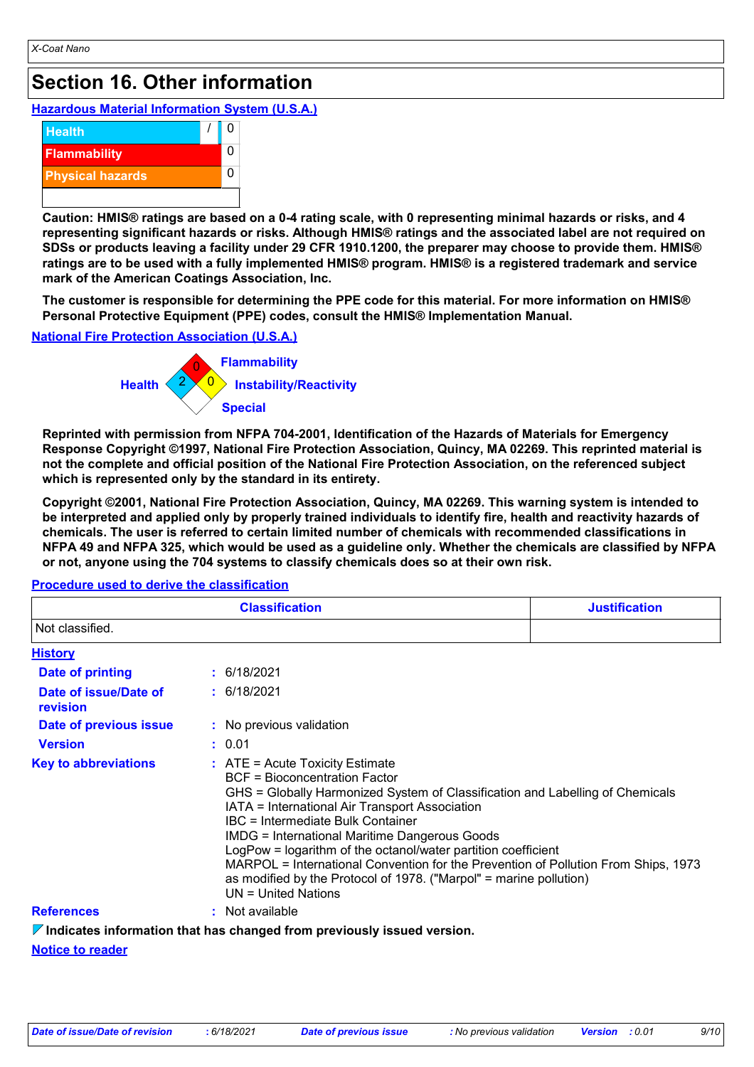## Section 16. Other information

**Hazardous Material Information System (U.S.A.)**

| | | |
|---|---|---|
| Health | / | 0 |
| Flammability | | 0 |
| Physical hazards | | 0 |
| | | |

**Caution: HMIS® ratings are based on a 0-4 rating scale, with 0 representing minimal hazards or risks, and 4 representing significant hazards or risks. Although HMIS® ratings and the associated label are not required on SDSs or products leaving a facility under 29 CFR 1910.1200, the preparer may choose to provide them. HMIS® ratings are to be used with a fully implemented HMIS® program. HMIS® is a registered trademark and service mark of the American Coatings Association, Inc.**

**The customer is responsible for determining the PPE code for this material. For more information on HMIS® Personal Protective Equipment (PPE) codes, consult the HMIS® Implementation Manual.**

**National Fire Protection Association (U.S.A.)**

Flammability: 0
Health: 2
Instability/Reactivity: 0
Special:

**Reprinted with permission from NFPA 704-2001, Identification of the Hazards of Materials for Emergency Response Copyright ©1997, National Fire Protection Association, Quincy, MA 02269. This reprinted material is not the complete and official position of the National Fire Protection Association, on the referenced subject which is represented only by the standard in its entirety.**

**Copyright ©2001, National Fire Protection Association, Quincy, MA 02269. This warning system is intended to be interpreted and applied only by properly trained individuals to identify fire, health and reactivity hazards of chemicals. The user is referred to certain limited number of chemicals with recommended classifications in NFPA 49 and NFPA 325, which would be used as a guideline only. Whether the chemicals are classified by NFPA or not, anyone using the 704 systems to classify chemicals does so at their own risk.**

**Procedure used to derive the classification**

| Classification | Justification |
|---|---|
| Not classified. | |

**History**

**Date of printing** : 6/18/2021

**Date of issue/Date of revision** : 6/18/2021

**Date of previous issue** : No previous validation

**Version** : 0.01

**Key to abbreviations** : ATE = Acute Toxicity Estimate
BCF = Bioconcentration Factor
GHS = Globally Harmonized System of Classification and Labelling of Chemicals
IATA = International Air Transport Association
IBC = Intermediate Bulk Container
IMDG = International Maritime Dangerous Goods
LogPow = logarithm of the octanol/water partition coefficient
MARPOL = International Convention for the Prevention of Pollution From Ships, 1973 as modified by the Protocol of 1978. ("Marpol" = marine pollution)
UN = United Nations

**References** : Not available

**Indicates information that has changed from previously issued version.**

**Notice to reader**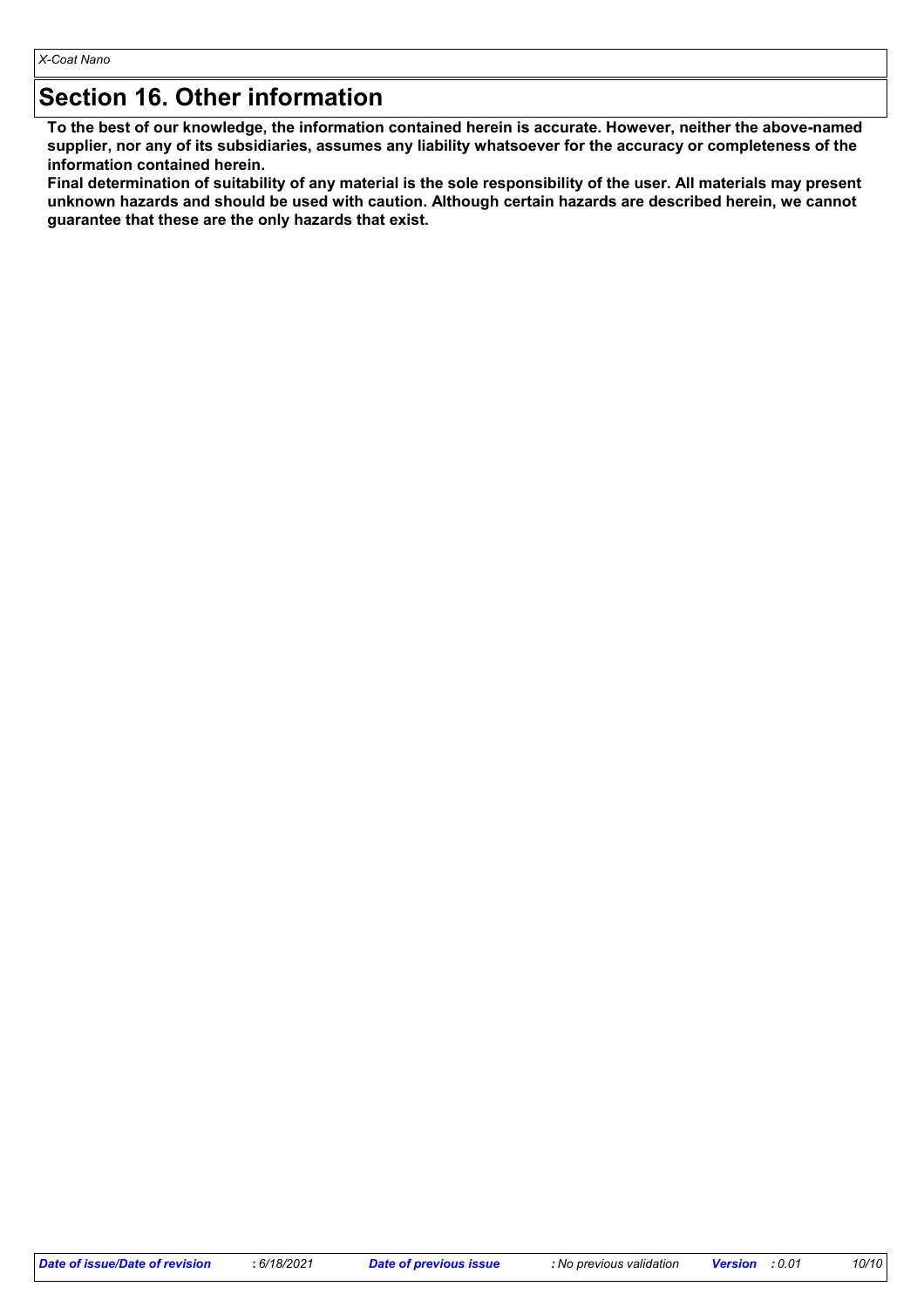# Section 16. Other information

**To the best of our knowledge, the information contained herein is accurate. However, neither the above-named supplier, nor any of its subsidiaries, assumes any liability whatsoever for the accuracy or completeness of the information contained herein.**

**Final determination of suitability of any material is the sole responsibility of the user. All materials may present unknown hazards and should be used with caution. Although certain hazards are described herein, we cannot guarantee that these are the only hazards that exist.**